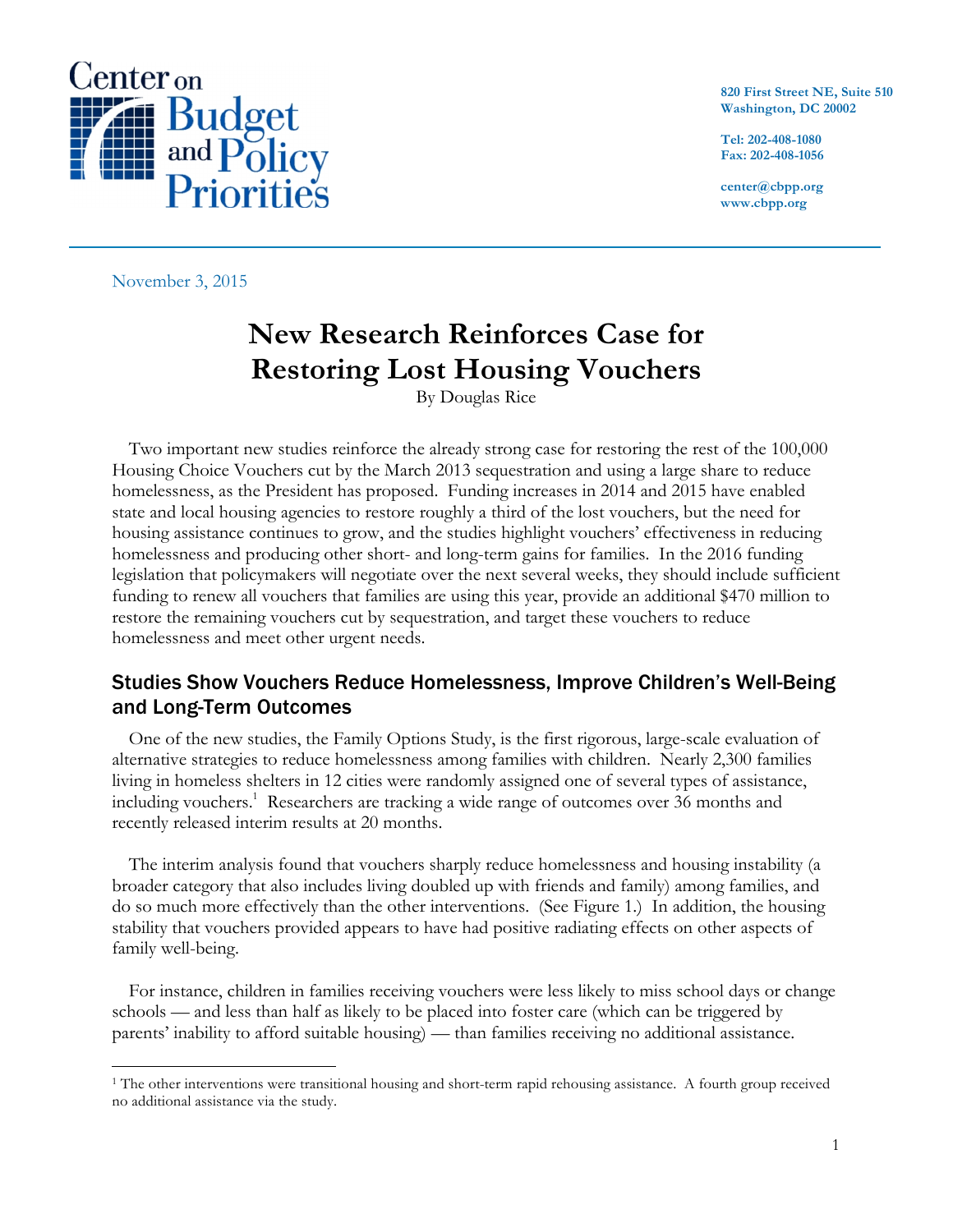Center on Budget and Policy Priorities

820 First Street NE, Suite 510
Washington, DC 20002

Tel: 202-408-1080
Fax: 202-408-1056

center@cbpp.org
www.cbpp.org

November 3, 2015

# New Research Reinforces Case for Restoring Lost Housing Vouchers

By Douglas Rice

Two important new studies reinforce the already strong case for restoring the rest of the 100,000 Housing Choice Vouchers cut by the March 2013 sequestration and using a large share to reduce homelessness, as the President has proposed. Funding increases in 2014 and 2015 have enabled state and local housing agencies to restore roughly a third of the lost vouchers, but the need for housing assistance continues to grow, and the studies highlight vouchers' effectiveness in reducing homelessness and producing other short- and long-term gains for families. In the 2016 funding legislation that policymakers will negotiate over the next several weeks, they should include sufficient funding to renew all vouchers that families are using this year, provide an additional $470 million to restore the remaining vouchers cut by sequestration, and target these vouchers to reduce homelessness and meet other urgent needs.

## Studies Show Vouchers Reduce Homelessness, Improve Children's Well-Being and Long-Term Outcomes

One of the new studies, the Family Options Study, is the first rigorous, large-scale evaluation of alternative strategies to reduce homelessness among families with children. Nearly 2,300 families living in homeless shelters in 12 cities were randomly assigned one of several types of assistance, including vouchers.[1] Researchers are tracking a wide range of outcomes over 36 months and recently released interim results at 20 months.

The interim analysis found that vouchers sharply reduce homelessness and housing instability (a broader category that also includes living doubled up with friends and family) among families, and do so much more effectively than the other interventions. (See Figure 1.) In addition, the housing stability that vouchers provided appears to have had positive radiating effects on other aspects of family well-being.

For instance, children in families receiving vouchers were less likely to miss school days or change schools — and less than half as likely to be placed into foster care (which can be triggered by parents' inability to afford suitable housing) — than families receiving no additional assistance.

[1] The other interventions were transitional housing and short-term rapid rehousing assistance. A fourth group received no additional assistance via the study.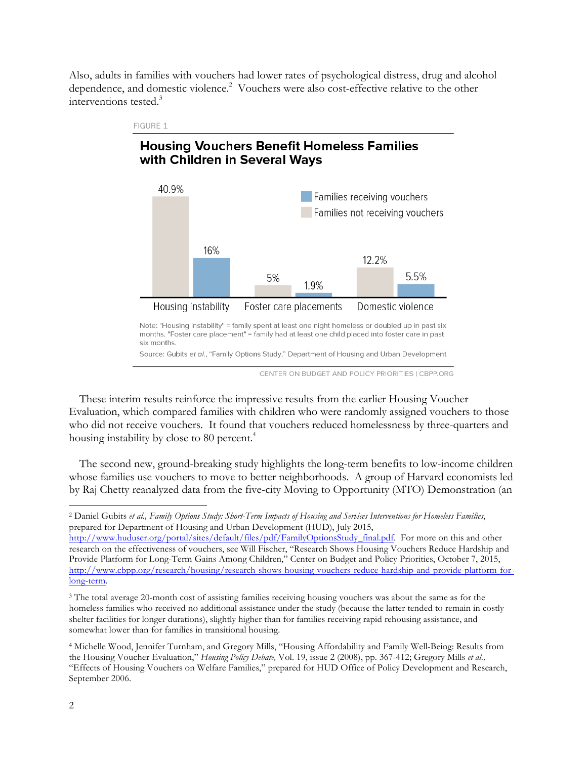Also, adults in families with vouchers had lower rates of psychological distress, drug and alcohol dependence, and domestic violence.[2] Vouchers were also cost-effective relative to the other interventions tested.[3]

FIGURE 1

**Housing Vouchers Benefit Homeless Families with Children in Several Ways**

| | Families not receiving vouchers | Families receiving vouchers |
|---|---|---|
| Housing instability | 40.9% | 16% |
| Foster care placements | 5% | 1.9% |
| Domestic violence | 12.2% | 5.5% |

Note: "Housing instability" = family spent at least one night homeless or doubled up in past six months. "Foster care placement" = family had at least one child placed into foster care in past six months.

Source: Gubits *et al.*, "Family Options Study," Department of Housing and Urban Development

CENTER ON BUDGET AND POLICY PRIORITIES | CBPP.ORG

These interim results reinforce the impressive results from the earlier Housing Voucher Evaluation, which compared families with children who were randomly assigned vouchers to those who did not receive vouchers. It found that vouchers reduced homelessness by three-quarters and housing instability by close to 80 percent.[4]

The second new, ground-breaking study highlights the long-term benefits to low-income children whose families use vouchers to move to better neighborhoods. A group of Harvard economists led by Raj Chetty reanalyzed data from the five-city Moving to Opportunity (MTO) Demonstration (an

---

[2] Daniel Gubits *et al., Family Options Study: Short-Term Impacts of Housing and Services Interventions for Homeless Families*, prepared for Department of Housing and Urban Development (HUD), July 2015, http://www.huduser.org/portal/sites/default/files/pdf/FamilyOptionsStudy_final.pdf. For more on this and other research on the effectiveness of vouchers, see Will Fischer, "Research Shows Housing Vouchers Reduce Hardship and Provide Platform for Long-Term Gains Among Children," Center on Budget and Policy Priorities, October 7, 2015, http://www.cbpp.org/research/housing/research-shows-housing-vouchers-reduce-hardship-and-provide-platform-for-long-term.

[3] The total average 20-month cost of assisting families receiving housing vouchers was about the same as for the homeless families who received no additional assistance under the study (because the latter tended to remain in costly shelter facilities for longer durations), slightly higher than for families receiving rapid rehousing assistance, and somewhat lower than for families in transitional housing.

[4] Michelle Wood, Jennifer Turnham, and Gregory Mills, "Housing Affordability and Family Well-Being: Results from the Housing Voucher Evaluation," *Housing Policy Debate,* Vol. 19, issue 2 (2008), pp. 367-412; Gregory Mills *et al.,* "Effects of Housing Vouchers on Welfare Families," prepared for HUD Office of Policy Development and Research, September 2006.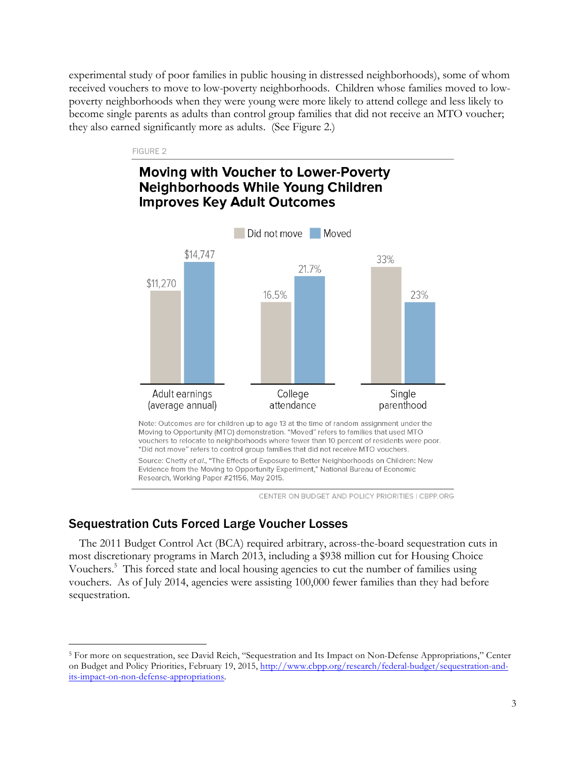experimental study of poor families in public housing in distressed neighborhoods), some of whom received vouchers to move to low-poverty neighborhoods. Children whose families moved to low-poverty neighborhoods when they were young were more likely to attend college and less likely to become single parents as adults than control group families that did not receive an MTO voucher; they also earned significantly more as adults. (See Figure 2.)

FIGURE 2

**Moving with Voucher to Lower-Poverty Neighborhoods While Young Children Improves Key Adult Outcomes**

| | Did not move | Moved |
|---|---|---|
| Adult earnings (average annual) | $11,270 | $14,747 |
| College attendance | 16.5% | 21.7% |
| Single parenthood | 33% | 23% |

Note: Outcomes are for children up to age 13 at the time of random assignment under the Moving to Opportunity (MTO) demonstration. "Moved" refers to families that used MTO vouchers to relocate to neighborhoods where fewer than 10 percent of residents were poor. "Did not move" refers to control group families that did not receive MTO vouchers.

Source: Chetty *et al.*, "The Effects of Exposure to Better Neighborhoods on Children: New Evidence from the Moving to Opportunity Experiment," National Bureau of Economic Research, Working Paper #21156, May 2015.

CENTER ON BUDGET AND POLICY PRIORITIES | CBPP.ORG

## Sequestration Cuts Forced Large Voucher Losses

The 2011 Budget Control Act (BCA) required arbitrary, across-the-board sequestration cuts in most discretionary programs in March 2013, including a $938 million cut for Housing Choice Vouchers.[5] This forced state and local housing agencies to cut the number of families using vouchers. As of July 2014, agencies were assisting 100,000 fewer families than they had before sequestration.

[5] For more on sequestration, see David Reich, "Sequestration and Its Impact on Non-Defense Appropriations," Center on Budget and Policy Priorities, February 19, 2015, http://www.cbpp.org/research/federal-budget/sequestration-and-its-impact-on-non-defense-appropriations.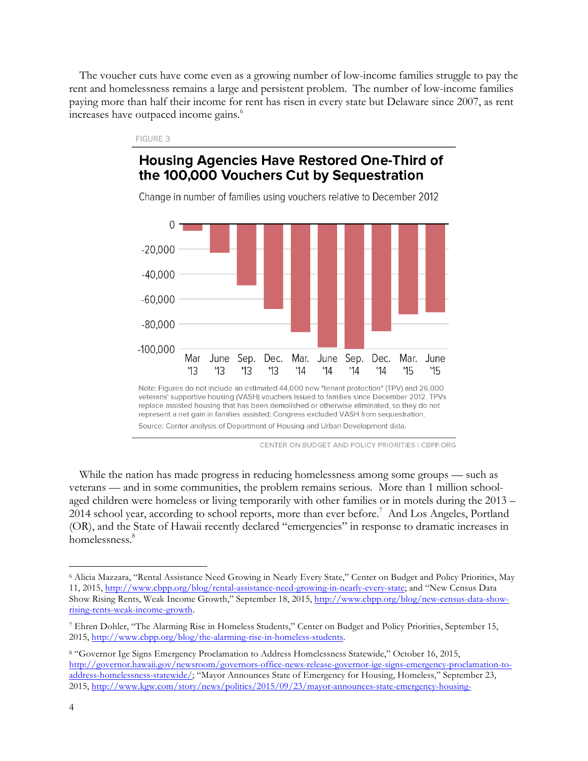The voucher cuts have come even as a growing number of low-income families struggle to pay the rent and homelessness remains a large and persistent problem. The number of low-income families paying more than half their income for rent has risen in every state but Delaware since 2007, as rent increases have outpaced income gains.[6]

FIGURE 3

**Housing Agencies Have Restored One-Third of the 100,000 Vouchers Cut by Sequestration**

Change in number of families using vouchers relative to December 2012

Note: Figures do not include an estimated 44,000 new "tenant protection" (TPV) and 26,000 veterans' supportive housing (VASH) vouchers issued to families since December 2012. TPVs replace assisted housing that has been demolished or otherwise eliminated, so they do not represent a net gain in families assisted; Congress excluded VASH from sequestration.

Source: Center analysis of Department of Housing and Urban Development data.

CENTER ON BUDGET AND POLICY PRIORITIES | CBPP.ORG

While the nation has made progress in reducing homelessness among some groups — such as veterans — and in some communities, the problem remains serious. More than 1 million school-aged children were homeless or living temporarily with other families or in motels during the 2013 – 2014 school year, according to school reports, more than ever before.[7] And Los Angeles, Portland (OR), and the State of Hawaii recently declared "emergencies" in response to dramatic increases in homelessness.[8]

---

[6] Alicia Mazzara, "Rental Assistance Need Growing in Nearly Every State," Center on Budget and Policy Priorities, May 11, 2015, http://www.cbpp.org/blog/rental-assistance-need-growing-in-nearly-every-state; and "New Census Data Show Rising Rents, Weak Income Growth," September 18, 2015, http://www.cbpp.org/blog/new-census-data-show-rising-rents-weak-income-growth.

[7] Ehren Dohler, "The Alarming Rise in Homeless Students," Center on Budget and Policy Priorities, September 15, 2015, http://www.cbpp.org/blog/the-alarming-rise-in-homeless-students.

[8] "Governor Ige Signs Emergency Proclamation to Address Homelessness Statewide," October 16, 2015, http://governor.hawaii.gov/newsroom/governors-office-news-release-governor-ige-signs-emergency-proclamation-to-address-homelessness-statewide/; "Mayor Announces State of Emergency for Housing, Homeless," September 23, 2015, http://www.kgw.com/story/news/politics/2015/09/23/mayor-announces-state-emergency-housing-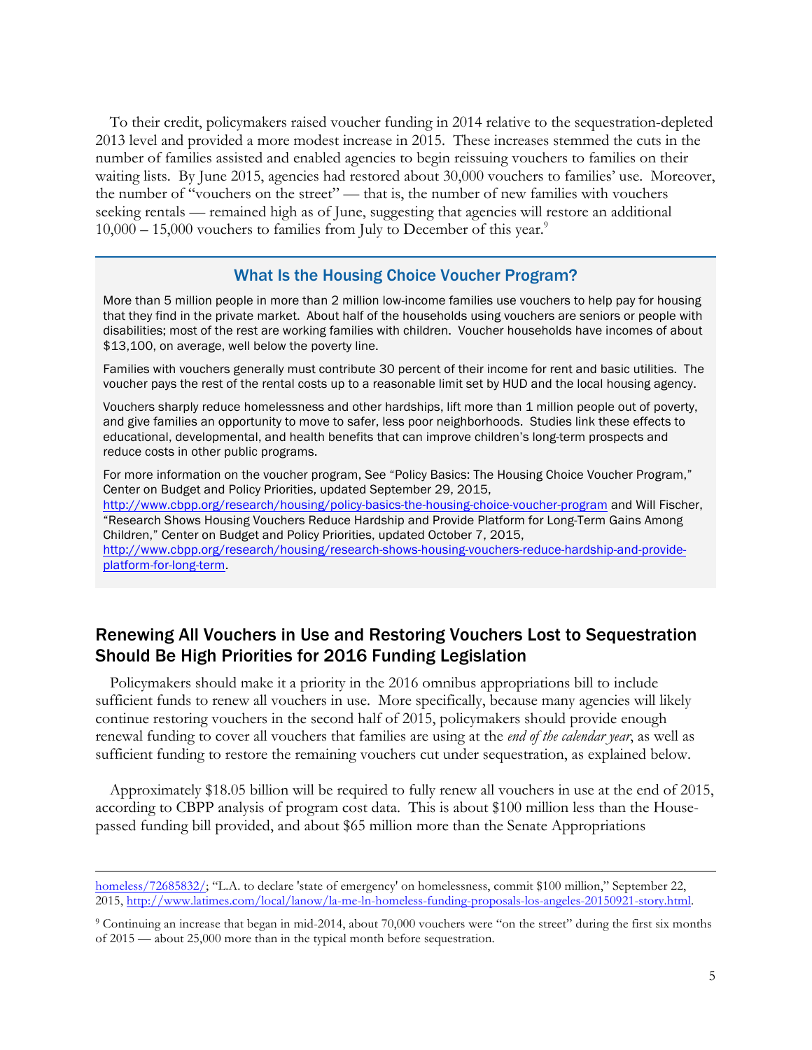To their credit, policymakers raised voucher funding in 2014 relative to the sequestration-depleted 2013 level and provided a more modest increase in 2015. These increases stemmed the cuts in the number of families assisted and enabled agencies to begin reissuing vouchers to families on their waiting lists. By June 2015, agencies had restored about 30,000 vouchers to families' use. Moreover, the number of "vouchers on the street" — that is, the number of new families with vouchers seeking rentals — remained high as of June, suggesting that agencies will restore an additional 10,000 – 15,000 vouchers to families from July to December of this year.[9]

### What Is the Housing Choice Voucher Program?

More than 5 million people in more than 2 million low-income families use vouchers to help pay for housing that they find in the private market. About half of the households using vouchers are seniors or people with disabilities; most of the rest are working families with children. Voucher households have incomes of about $13,100, on average, well below the poverty line.

Families with vouchers generally must contribute 30 percent of their income for rent and basic utilities. The voucher pays the rest of the rental costs up to a reasonable limit set by HUD and the local housing agency.

Vouchers sharply reduce homelessness and other hardships, lift more than 1 million people out of poverty, and give families an opportunity to move to safer, less poor neighborhoods. Studies link these effects to educational, developmental, and health benefits that can improve children's long-term prospects and reduce costs in other public programs.

For more information on the voucher program, See "Policy Basics: The Housing Choice Voucher Program," Center on Budget and Policy Priorities, updated September 29, 2015, http://www.cbpp.org/research/housing/policy-basics-the-housing-choice-voucher-program and Will Fischer, "Research Shows Housing Vouchers Reduce Hardship and Provide Platform for Long-Term Gains Among Children," Center on Budget and Policy Priorities, updated October 7, 2015, http://www.cbpp.org/research/housing/research-shows-housing-vouchers-reduce-hardship-and-provide-platform-for-long-term.

## Renewing All Vouchers in Use and Restoring Vouchers Lost to Sequestration Should Be High Priorities for 2016 Funding Legislation

Policymakers should make it a priority in the 2016 omnibus appropriations bill to include sufficient funds to renew all vouchers in use. More specifically, because many agencies will likely continue restoring vouchers in the second half of 2015, policymakers should provide enough renewal funding to cover all vouchers that families are using at the *end of the calendar year*, as well as sufficient funding to restore the remaining vouchers cut under sequestration, as explained below.

Approximately $18.05 billion will be required to fully renew all vouchers in use at the end of 2015, according to CBPP analysis of program cost data. This is about $100 million less than the House-passed funding bill provided, and about $65 million more than the Senate Appropriations

---

homeless/72685832/; "L.A. to declare 'state of emergency' on homelessness, commit $100 million," September 22, 2015, http://www.latimes.com/local/lanow/la-me-ln-homeless-funding-proposals-los-angeles-20150921-story.html.

[9] Continuing an increase that began in mid-2014, about 70,000 vouchers were "on the street" during the first six months of 2015 — about 25,000 more than in the typical month before sequestration.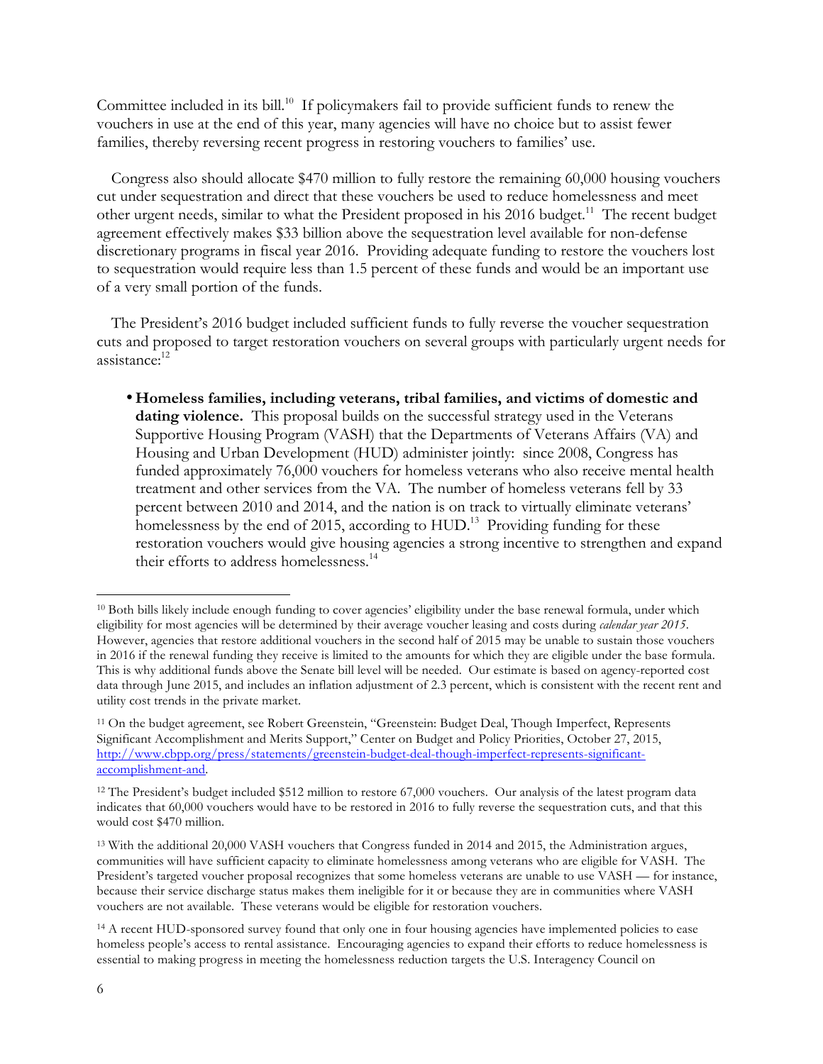Committee included in its bill.[10] If policymakers fail to provide sufficient funds to renew the vouchers in use at the end of this year, many agencies will have no choice but to assist fewer families, thereby reversing recent progress in restoring vouchers to families' use.

Congress also should allocate $470 million to fully restore the remaining 60,000 housing vouchers cut under sequestration and direct that these vouchers be used to reduce homelessness and meet other urgent needs, similar to what the President proposed in his 2016 budget.[11] The recent budget agreement effectively makes $33 billion above the sequestration level available for non-defense discretionary programs in fiscal year 2016. Providing adequate funding to restore the vouchers lost to sequestration would require less than 1.5 percent of these funds and would be an important use of a very small portion of the funds.

The President's 2016 budget included sufficient funds to fully reverse the voucher sequestration cuts and proposed to target restoration vouchers on several groups with particularly urgent needs for assistance:[12]

- **Homeless families, including veterans, tribal families, and victims of domestic and dating violence.** This proposal builds on the successful strategy used in the Veterans Supportive Housing Program (VASH) that the Departments of Veterans Affairs (VA) and Housing and Urban Development (HUD) administer jointly: since 2008, Congress has funded approximately 76,000 vouchers for homeless veterans who also receive mental health treatment and other services from the VA. The number of homeless veterans fell by 33 percent between 2010 and 2014, and the nation is on track to virtually eliminate veterans' homelessness by the end of 2015, according to HUD.[13] Providing funding for these restoration vouchers would give housing agencies a strong incentive to strengthen and expand their efforts to address homelessness.[14]

---

[10] Both bills likely include enough funding to cover agencies' eligibility under the base renewal formula, under which eligibility for most agencies will be determined by their average voucher leasing and costs during *calendar year 2015*. However, agencies that restore additional vouchers in the second half of 2015 may be unable to sustain those vouchers in 2016 if the renewal funding they receive is limited to the amounts for which they are eligible under the base formula. This is why additional funds above the Senate bill level will be needed. Our estimate is based on agency-reported cost data through June 2015, and includes an inflation adjustment of 2.3 percent, which is consistent with the recent rent and utility cost trends in the private market.

[11] On the budget agreement, see Robert Greenstein, "Greenstein: Budget Deal, Though Imperfect, Represents Significant Accomplishment and Merits Support," Center on Budget and Policy Priorities, October 27, 2015, [http://www.cbpp.org/press/statements/greenstein-budget-deal-though-imperfect-represents-significant-accomplishment-and](http://www.cbpp.org/press/statements/greenstein-budget-deal-though-imperfect-represents-significant-accomplishment-and).

[12] The President's budget included $512 million to restore 67,000 vouchers. Our analysis of the latest program data indicates that 60,000 vouchers would have to be restored in 2016 to fully reverse the sequestration cuts, and that this would cost $470 million.

[13] With the additional 20,000 VASH vouchers that Congress funded in 2014 and 2015, the Administration argues, communities will have sufficient capacity to eliminate homelessness among veterans who are eligible for VASH. The President's targeted voucher proposal recognizes that some homeless veterans are unable to use VASH — for instance, because their service discharge status makes them ineligible for it or because they are in communities where VASH vouchers are not available. These veterans would be eligible for restoration vouchers.

[14] A recent HUD-sponsored survey found that only one in four housing agencies have implemented policies to ease homeless people's access to rental assistance. Encouraging agencies to expand their efforts to reduce homelessness is essential to making progress in meeting the homelessness reduction targets the U.S. Interagency Council on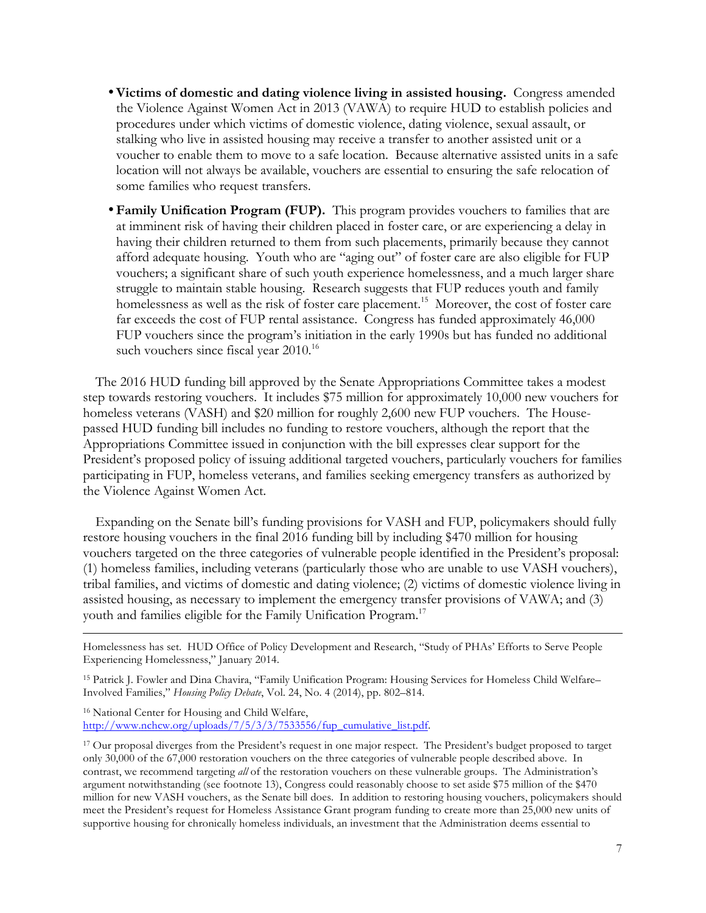- **Victims of domestic and dating violence living in assisted housing.** Congress amended the Violence Against Women Act in 2013 (VAWA) to require HUD to establish policies and procedures under which victims of domestic violence, dating violence, sexual assault, or stalking who live in assisted housing may receive a transfer to another assisted unit or a voucher to enable them to move to a safe location. Because alternative assisted units in a safe location will not always be available, vouchers are essential to ensuring the safe relocation of some families who request transfers.

- **Family Unification Program (FUP).** This program provides vouchers to families that are at imminent risk of having their children placed in foster care, or are experiencing a delay in having their children returned to them from such placements, primarily because they cannot afford adequate housing. Youth who are "aging out" of foster care are also eligible for FUP vouchers; a significant share of such youth experience homelessness, and a much larger share struggle to maintain stable housing. Research suggests that FUP reduces youth and family homelessness as well as the risk of foster care placement.[15] Moreover, the cost of foster care far exceeds the cost of FUP rental assistance. Congress has funded approximately 46,000 FUP vouchers since the program's initiation in the early 1990s but has funded no additional such vouchers since fiscal year 2010.[16]

The 2016 HUD funding bill approved by the Senate Appropriations Committee takes a modest step towards restoring vouchers. It includes $75 million for approximately 10,000 new vouchers for homeless veterans (VASH) and $20 million for roughly 2,600 new FUP vouchers. The House-passed HUD funding bill includes no funding to restore vouchers, although the report that the Appropriations Committee issued in conjunction with the bill expresses clear support for the President's proposed policy of issuing additional targeted vouchers, particularly vouchers for families participating in FUP, homeless veterans, and families seeking emergency transfers as authorized by the Violence Against Women Act.

Expanding on the Senate bill's funding provisions for VASH and FUP, policymakers should fully restore housing vouchers in the final 2016 funding bill by including $470 million for housing vouchers targeted on the three categories of vulnerable people identified in the President's proposal: (1) homeless families, including veterans (particularly those who are unable to use VASH vouchers), tribal families, and victims of domestic and dating violence; (2) victims of domestic violence living in assisted housing, as necessary to implement the emergency transfer provisions of VAWA; and (3) youth and families eligible for the Family Unification Program.[17]

---

Homelessness has set. HUD Office of Policy Development and Research, "Study of PHAs' Efforts to Serve People Experiencing Homelessness," January 2014.

[15] Patrick J. Fowler and Dina Chavira, "Family Unification Program: Housing Services for Homeless Child Welfare–Involved Families," *Housing Policy Debate*, Vol. 24, No. 4 (2014), pp. 802–814.

[16] National Center for Housing and Child Welfare, http://www.nchcw.org/uploads/7/5/3/3/7533556/fup_cumulative_list.pdf.

[17] Our proposal diverges from the President's request in one major respect. The President's budget proposed to target only 30,000 of the 67,000 restoration vouchers on the three categories of vulnerable people described above. In contrast, we recommend targeting *all* of the restoration vouchers on these vulnerable groups. The Administration's argument notwithstanding (see footnote 13), Congress could reasonably choose to set aside $75 million of the $470 million for new VASH vouchers, as the Senate bill does. In addition to restoring housing vouchers, policymakers should meet the President's request for Homeless Assistance Grant program funding to create more than 25,000 new units of supportive housing for chronically homeless individuals, an investment that the Administration deems essential to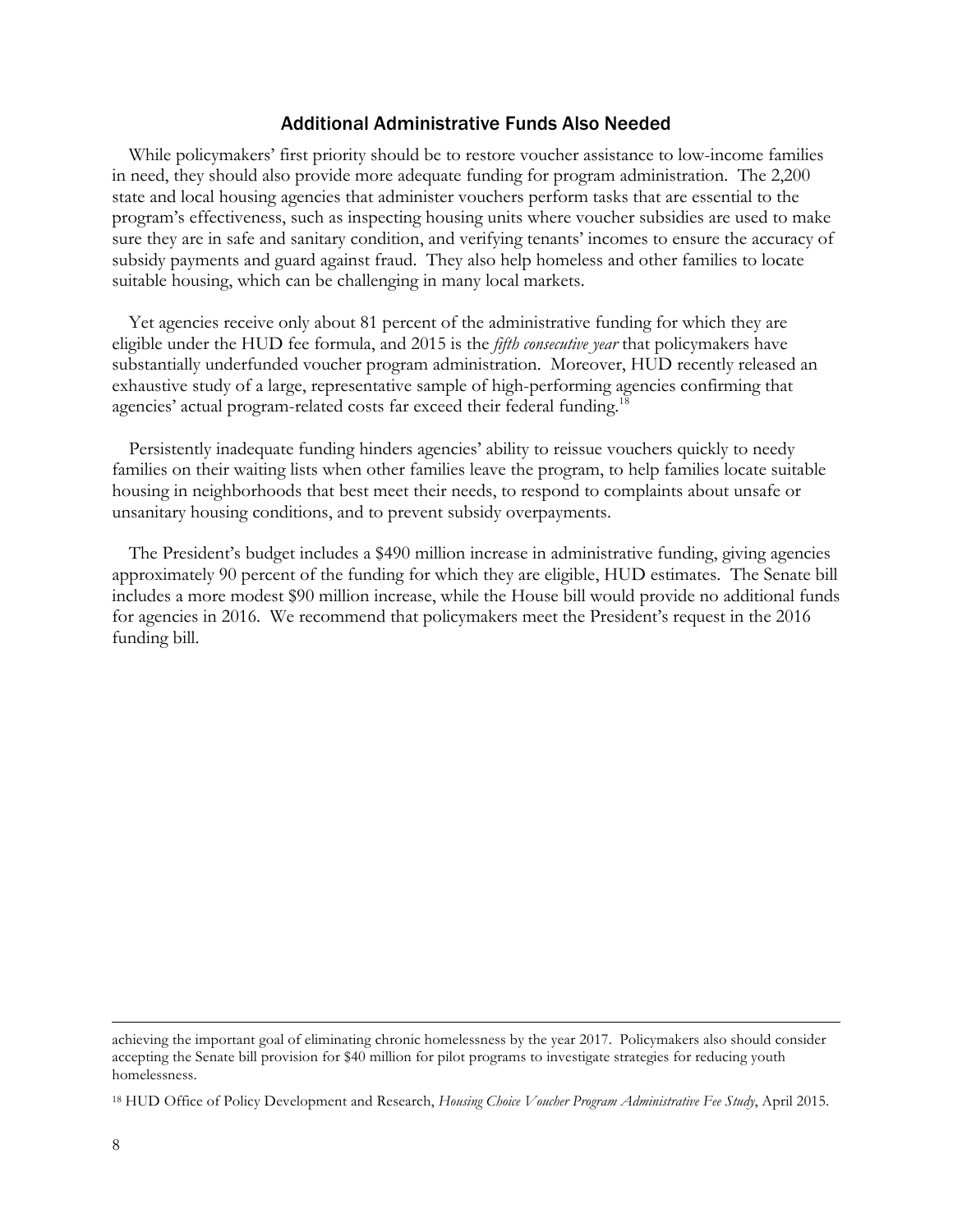## Additional Administrative Funds Also Needed

While policymakers' first priority should be to restore voucher assistance to low-income families in need, they should also provide more adequate funding for program administration. The 2,200 state and local housing agencies that administer vouchers perform tasks that are essential to the program's effectiveness, such as inspecting housing units where voucher subsidies are used to make sure they are in safe and sanitary condition, and verifying tenants' incomes to ensure the accuracy of subsidy payments and guard against fraud. They also help homeless and other families to locate suitable housing, which can be challenging in many local markets.

Yet agencies receive only about 81 percent of the administrative funding for which they are eligible under the HUD fee formula, and 2015 is the *fifth consecutive year* that policymakers have substantially underfunded voucher program administration. Moreover, HUD recently released an exhaustive study of a large, representative sample of high-performing agencies confirming that agencies' actual program-related costs far exceed their federal funding.[18]

Persistently inadequate funding hinders agencies' ability to reissue vouchers quickly to needy families on their waiting lists when other families leave the program, to help families locate suitable housing in neighborhoods that best meet their needs, to respond to complaints about unsafe or unsanitary housing conditions, and to prevent subsidy overpayments.

The President's budget includes a $490 million increase in administrative funding, giving agencies approximately 90 percent of the funding for which they are eligible, HUD estimates. The Senate bill includes a more modest $90 million increase, while the House bill would provide no additional funds for agencies in 2016. We recommend that policymakers meet the President's request in the 2016 funding bill.

---

achieving the important goal of eliminating chronic homelessness by the year 2017. Policymakers also should consider accepting the Senate bill provision for $40 million for pilot programs to investigate strategies for reducing youth homelessness.

[18] HUD Office of Policy Development and Research, *Housing Choice Voucher Program Administrative Fee Study*, April 2015.